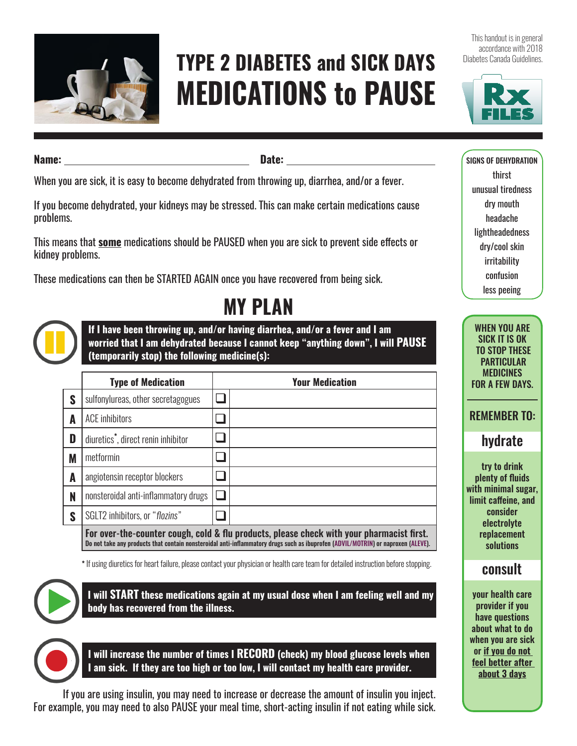# TYPE 2 DIABETES and SICK DAYS
# MEDICATIONS to PAUSE

This handout is in general accordance with 2018 Diabetes Canada Guidelines.

**Name:** ______________________ **Date:** ______________________

When you are sick, it is easy to become dehydrated from throwing up, diarrhea, and/or a fever.

If you become dehydrated, your kidneys may be stressed. This can make certain medications cause problems.

This means that **some** medications should be PAUSED when you are sick to prevent side effects or kidney problems.

These medications can then be STARTED AGAIN once you have recovered from being sick.

## MY PLAN

**If I have been throwing up, and/or having diarrhea, and/or a fever and I am worried that I am dehydrated because I cannot keep "anything down", I will PAUSE (temporarily stop) the following medicine(s):**

| | Type of Medication | | Your Medication |
|---|---|---|---|
| **S** | sulfonylureas, other secretagogues | ❑ | |
| **A** | ACE inhibitors | ❑ | |
| **D** | diuretics*, direct renin inhibitor | ❑ | |
| **M** | metformin | ❑ | |
| **A** | angiotensin receptor blockers | ❑ | |
| **N** | nonsteroidal anti-inflammatory drugs | ❑ | |
| **S** | SGLT2 inhibitors, or "*flozins*" | ❑ | |

**For over-the-counter cough, cold & flu products, please check with your pharmacist first.**
**Do not take any products that contain nonsteroidal anti-inflammatory drugs such as ibuprofen (ADVIL/MOTRIN) or naproxen (ALEVE).**

* If using diuretics for heart failure, please contact your physician or health care team for detailed instruction before stopping.

**I will START these medications again at my usual dose when I am feeling well and my body has recovered from the illness.**

**I will increase the number of times I RECORD (check) my blood glucose levels when I am sick. If they are too high or too low, I will contact my health care provider.**

If you are using insulin, you may need to increase or decrease the amount of insulin you inject. For example, you may need to also PAUSE your meal time, short-acting insulin if not eating while sick.

**SIGNS OF DEHYDRATION**

- thirst
- unusual tiredness
- dry mouth
- headache
- lightheadedness
- dry/cool skin
- irritability
- confusion
- less peeing

**WHEN YOU ARE SICK IT IS OK TO STOP THESE PARTICULAR MEDICINES FOR A FEW DAYS.**

**REMEMBER TO:**

**hydrate**

**try to drink plenty of fluids with minimal sugar, limit caffeine, and consider electrolyte replacement solutions**

**consult**

**your health care provider if you have questions about what to do when you are sick or <u>if you do not feel better after about 3 days</u>**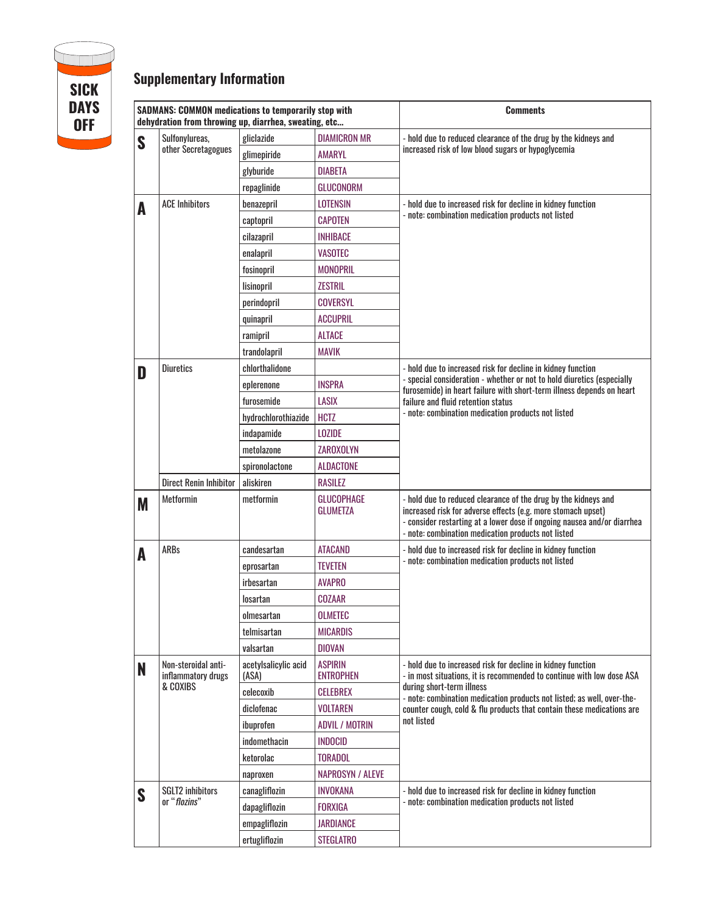SICK DAYS OFF

## Supplementary Information

| SADMANS: COMMON medications to temporarily stop with dehydration from throwing up, diarrhea, sweating, etc… | | | | Comments |
|---|---|---|---|---|
| **S** | Sulfonylureas, other Secretagogues | gliclazide | DIAMICRON MR | - hold due to reduced clearance of the drug by the kidneys and increased risk of low blood sugars or hypoglycemia |
| | | glimepiride | AMARYL | |
| | | glyburide | DIABETA | |
| | | repaglinide | GLUCONORM | |
| **A** | ACE Inhibitors | benazepril | LOTENSIN | - hold due to increased risk for decline in kidney function<br>- note: combination medication products not listed |
| | | captopril | CAPOTEN | |
| | | cilazapril | INHIBACE | |
| | | enalapril | VASOTEC | |
| | | fosinopril | MONOPRIL | |
| | | lisinopril | ZESTRIL | |
| | | perindopril | COVERSYL | |
| | | quinapril | ACCUPRIL | |
| | | ramipril | ALTACE | |
| | | trandolapril | MAVIK | |
| **D** | Diuretics | chlorthalidone | | - hold due to increased risk for decline in kidney function<br>- special consideration - whether or not to hold diuretics (especially furosemide) in heart failure with short-term illness depends on heart failure and fluid retention status<br>- note: combination medication products not listed |
| | | eplerenone | INSPRA | |
| | | furosemide | LASIX | |
| | | hydrochlorothiazide | HCTZ | |
| | | indapamide | LOZIDE | |
| | | metolazone | ZAROXOLYN | |
| | | spironolactone | ALDACTONE | |
| | Direct Renin Inhibitor | aliskiren | RASILEZ | |
| **M** | Metformin | metformin | GLUCOPHAGE<br>GLUMETZA | - hold due to reduced clearance of the drug by the kidneys and increased risk for adverse effects (e.g. more stomach upset)<br>- consider restarting at a lower dose if ongoing nausea and/or diarrhea<br>- note: combination medication products not listed |
| **A** | ARBs | candesartan | ATACAND | - hold due to increased risk for decline in kidney function<br>- note: combination medication products not listed |
| | | eprosartan | TEVETEN | |
| | | irbesartan | AVAPRO | |
| | | losartan | COZAAR | |
| | | olmesartan | OLMETEC | |
| | | telmisartan | MICARDIS | |
| | | valsartan | DIOVAN | |
| **N** | Non-steroidal anti-inflammatory drugs & COXIBS | acetylsalicylic acid (ASA) | ASPIRIN<br>ENTROPHEN | - hold due to increased risk for decline in kidney function<br>- in most situations, it is recommended to continue with low dose ASA during short-term illness<br>- note: combination medication products not listed; as well, over-the-counter cough, cold & flu products that contain these medications are not listed |
| | | celecoxib | CELEBREX | |
| | | diclofenac | VOLTAREN | |
| | | ibuprofen | ADVIL / MOTRIN | |
| | | indomethacin | INDOCID | |
| | | ketorolac | TORADOL | |
| | | naproxen | NAPROSYN / ALEVE | |
| **S** | SGLT2 inhibitors or "*flozins*" | canagliflozin | INVOKANA | - hold due to increased risk for decline in kidney function<br>- note: combination medication products not listed |
| | | dapagliflozin | FORXIGA | |
| | | empagliflozin | JARDIANCE | |
| | | ertugliflozin | STEGLATRO | |